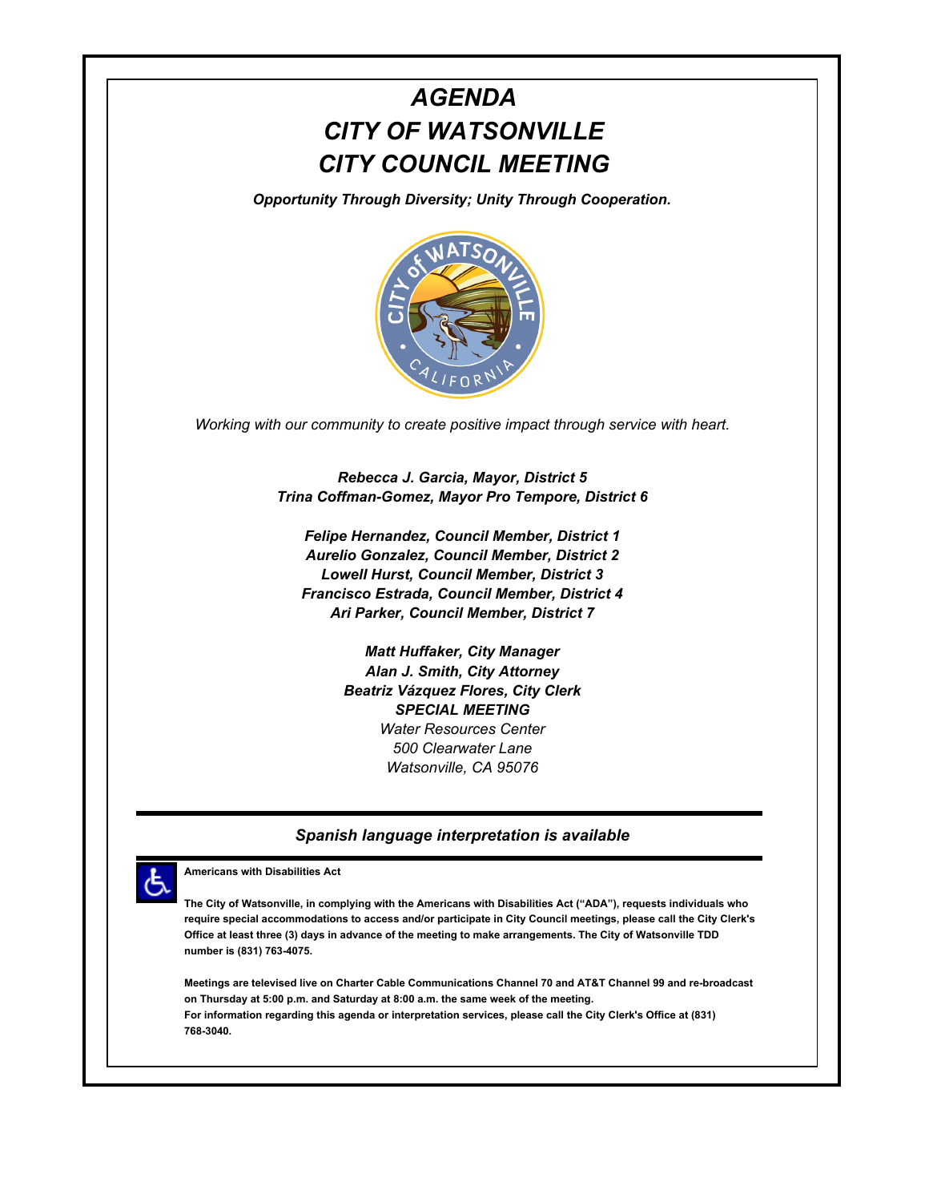# *AGENDA*
# *CITY OF WATSONVILLE*
# *CITY COUNCIL MEETING*

***Opportunity Through Diversity; Unity Through Cooperation.***

*Working with our community to create positive impact through service with heart.*

***Rebecca J. Garcia, Mayor, District 5***
***Trina Coffman-Gomez, Mayor Pro Tempore, District 6***

***Felipe Hernandez, Council Member, District 1***
***Aurelio Gonzalez, Council Member, District 2***
***Lowell Hurst, Council Member, District 3***
***Francisco Estrada, Council Member, District 4***
***Ari Parker, Council Member, District 7***

***Matt Huffaker, City Manager***
***Alan J. Smith, City Attorney***
***Beatriz Vázquez Flores, City Clerk***
***SPECIAL MEETING***
*Water Resources Center*
*500 Clearwater Lane*
*Watsonville, CA 95076*

---

***Spanish language interpretation is available***

---

**Americans with Disabilities Act**

**The City of Watsonville, in complying with the Americans with Disabilities Act ("ADA"), requests individuals who require special accommodations to access and/or participate in City Council meetings, please call the City Clerk's Office at least three (3) days in advance of the meeting to make arrangements. The City of Watsonville TDD number is (831) 763-4075.**

**Meetings are televised live on Charter Cable Communications Channel 70 and AT&T Channel 99 and re-broadcast on Thursday at 5:00 p.m. and Saturday at 8:00 a.m. the same week of the meeting.**
**For information regarding this agenda or interpretation services, please call the City Clerk's Office at (831) 768-3040.**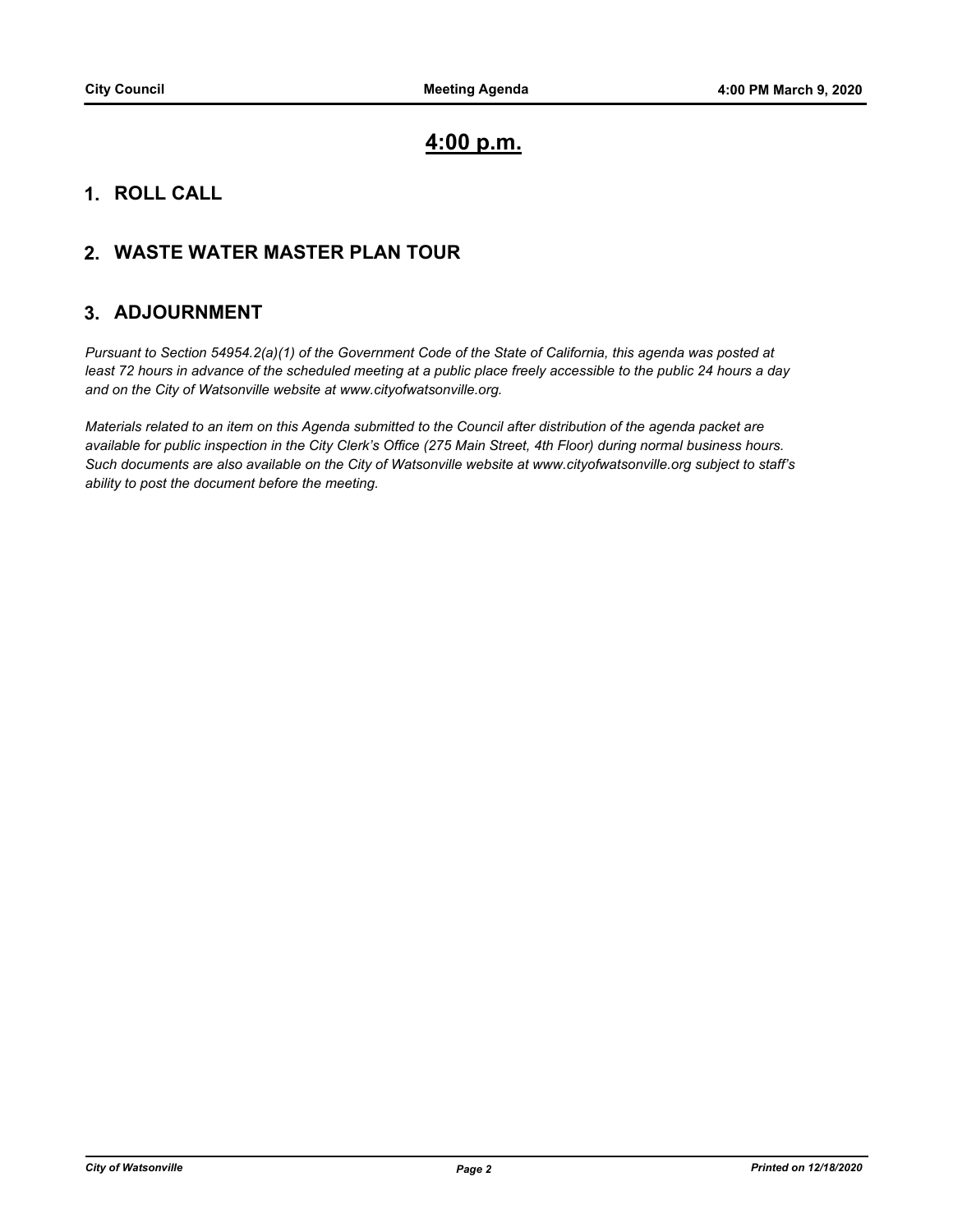## 4:00 p.m.

### 1. ROLL CALL

### 2. WASTE WATER MASTER PLAN TOUR

### 3. ADJOURNMENT

*Pursuant to Section 54954.2(a)(1) of the Government Code of the State of California, this agenda was posted at least 72 hours in advance of the scheduled meeting at a public place freely accessible to the public 24 hours a day and on the City of Watsonville website at www.cityofwatsonville.org.*

*Materials related to an item on this Agenda submitted to the Council after distribution of the agenda packet are available for public inspection in the City Clerk's Office (275 Main Street, 4th Floor) during normal business hours. Such documents are also available on the City of Watsonville website at www.cityofwatsonville.org subject to staff's ability to post the document before the meeting.*